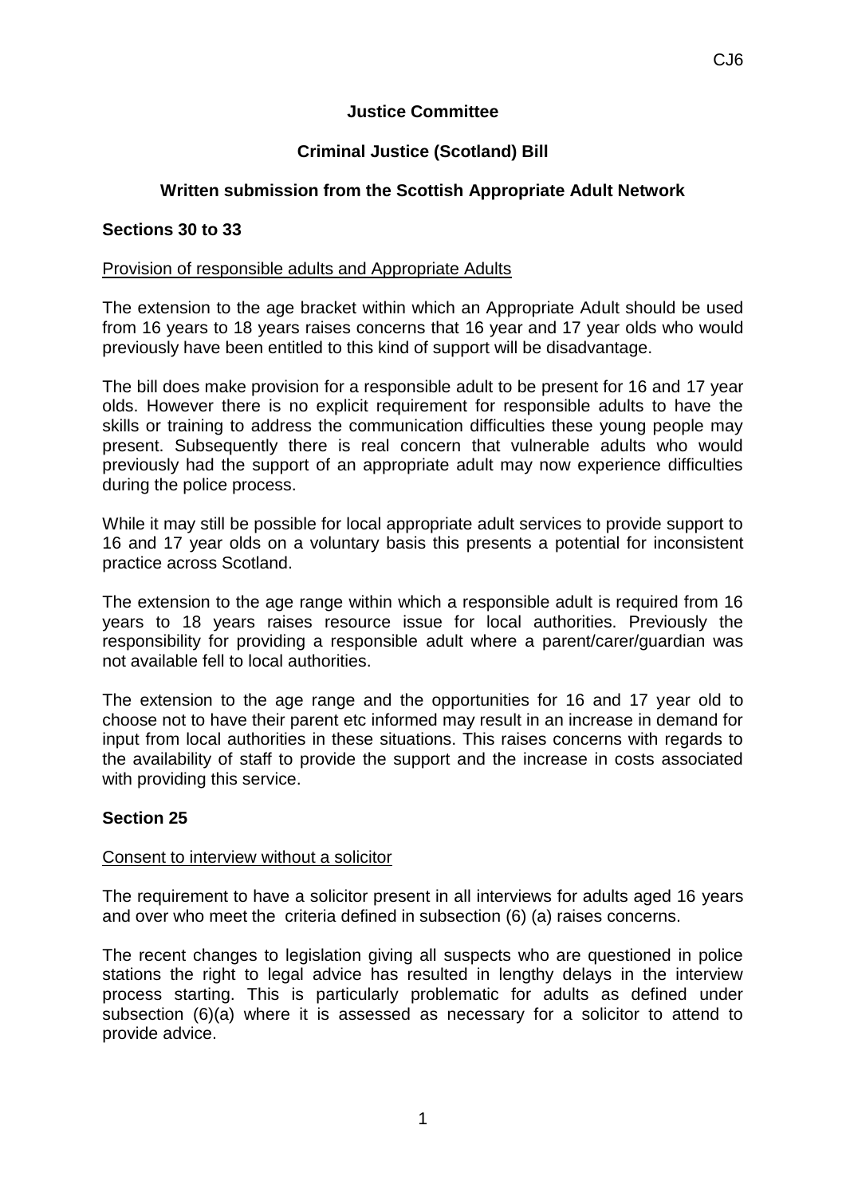CJ6

**Justice Committee**

**Criminal Justice (Scotland) Bill**

**Written submission from the Scottish Appropriate Adult Network**

**Sections 30 to 33**

Provision of responsible adults and Appropriate Adults

The extension to the age bracket within which an Appropriate Adult should be used from 16 years to 18 years raises concerns that 16 year and 17 year olds who would previously have been entitled to this kind of support will be disadvantage.

The bill does make provision for a responsible adult to be present for 16 and 17 year olds. However there is no explicit requirement for responsible adults to have the skills or training to address the communication difficulties these young people may present. Subsequently there is real concern that vulnerable adults who would previously had the support of an appropriate adult may now experience difficulties during the police process.

While it may still be possible for local appropriate adult services to provide support to 16 and 17 year olds on a voluntary basis this presents a potential for inconsistent practice across Scotland.

The extension to the age range within which a responsible adult is required from 16 years to 18 years raises resource issue for local authorities. Previously the responsibility for providing a responsible adult where a parent/carer/guardian was not available fell to local authorities.

The extension to the age range and the opportunities for 16 and 17 year old to choose not to have their parent etc informed may result in an increase in demand for input from local authorities in these situations. This raises concerns with regards to the availability of staff to provide the support and the increase in costs associated with providing this service.

**Section 25**

Consent to interview without a solicitor

The requirement to have a solicitor present in all interviews for adults aged 16 years and over who meet the criteria defined in subsection (6) (a) raises concerns.

The recent changes to legislation giving all suspects who are questioned in police stations the right to legal advice has resulted in lengthy delays in the interview process starting. This is particularly problematic for adults as defined under subsection (6)(a) where it is assessed as necessary for a solicitor to attend to provide advice.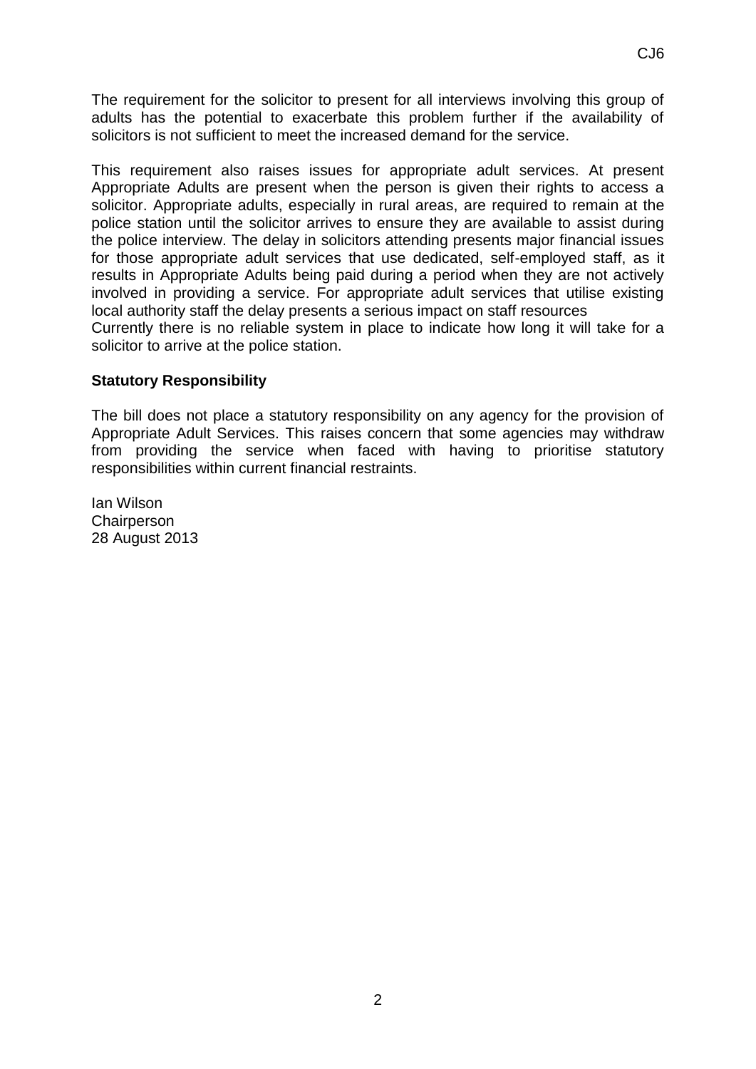The requirement for the solicitor to present for all interviews involving this group of adults has the potential to exacerbate this problem further if the availability of solicitors is not sufficient to meet the increased demand for the service.

This requirement also raises issues for appropriate adult services. At present Appropriate Adults are present when the person is given their rights to access a solicitor. Appropriate adults, especially in rural areas, are required to remain at the police station until the solicitor arrives to ensure they are available to assist during the police interview. The delay in solicitors attending presents major financial issues for those appropriate adult services that use dedicated, self-employed staff, as it results in Appropriate Adults being paid during a period when they are not actively involved in providing a service. For appropriate adult services that utilise existing local authority staff the delay presents a serious impact on staff resources
Currently there is no reliable system in place to indicate how long it will take for a solicitor to arrive at the police station.

**Statutory Responsibility**

The bill does not place a statutory responsibility on any agency for the provision of Appropriate Adult Services. This raises concern that some agencies may withdraw from providing the service when faced with having to prioritise statutory responsibilities within current financial restraints.

Ian Wilson
Chairperson
28 August 2013